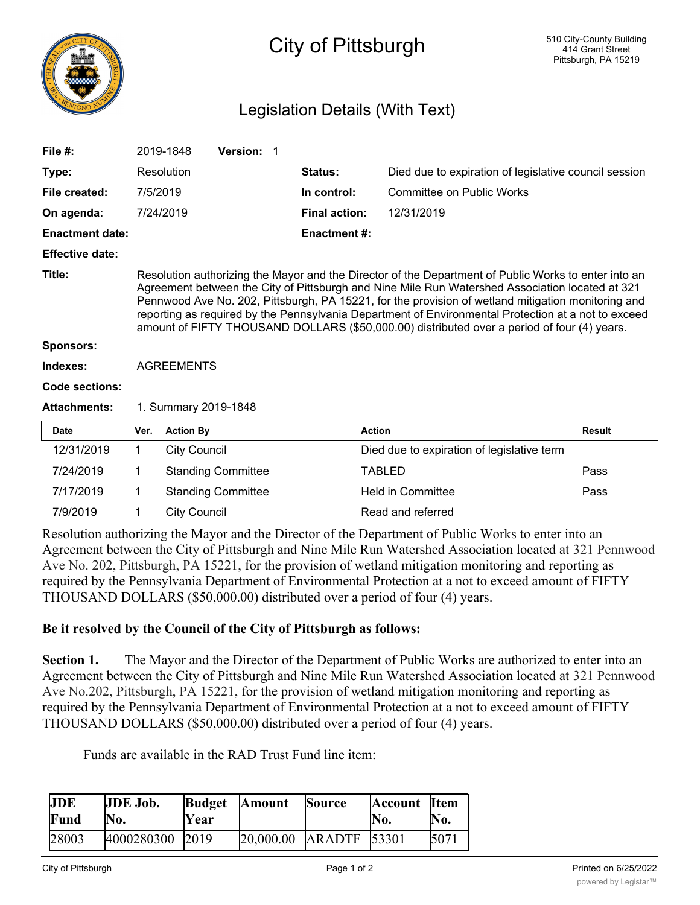# City of Pittsburgh

510 City-County Building
414 Grant Street
Pittsburgh, PA 15219

## Legislation Details (With Text)

| | | | |
|---|---|---|---|
| **File #:** | 2019-1848 **Version:** 1 | | |
| **Type:** | Resolution | **Status:** | Died due to expiration of legislative council session |
| **File created:** | 7/5/2019 | **In control:** | Committee on Public Works |
| **On agenda:** | 7/24/2019 | **Final action:** | 12/31/2019 |
| **Enactment date:** | | **Enactment #:** | |
| **Effective date:** | | | |

**Title:** Resolution authorizing the Mayor and the Director of the Department of Public Works to enter into an Agreement between the City of Pittsburgh and Nine Mile Run Watershed Association located at 321 Pennwood Ave No. 202, Pittsburgh, PA 15221, for the provision of wetland mitigation monitoring and reporting as required by the Pennsylvania Department of Environmental Protection at a not to exceed amount of FIFTY THOUSAND DOLLARS ($50,000.00) distributed over a period of four (4) years.

**Sponsors:**

**Indexes:** AGREEMENTS

**Code sections:**

**Attachments:** 1. Summary 2019-1848

| Date | Ver. | Action By | Action | Result |
|---|---|---|---|---|
| 12/31/2019 | 1 | City Council | Died due to expiration of legislative term | |
| 7/24/2019 | 1 | Standing Committee | TABLED | Pass |
| 7/17/2019 | 1 | Standing Committee | Held in Committee | Pass |
| 7/9/2019 | 1 | City Council | Read and referred | |

Resolution authorizing the Mayor and the Director of the Department of Public Works to enter into an Agreement between the City of Pittsburgh and Nine Mile Run Watershed Association located at 321 Pennwood Ave No. 202, Pittsburgh, PA 15221, for the provision of wetland mitigation monitoring and reporting as required by the Pennsylvania Department of Environmental Protection at a not to exceed amount of FIFTY THOUSAND DOLLARS ($50,000.00) distributed over a period of four (4) years.

**Be it resolved by the Council of the City of Pittsburgh as follows:**

**Section 1.** The Mayor and the Director of the Department of Public Works are authorized to enter into an Agreement between the City of Pittsburgh and Nine Mile Run Watershed Association located at 321 Pennwood Ave No.202, Pittsburgh, PA 15221, for the provision of wetland mitigation monitoring and reporting as required by the Pennsylvania Department of Environmental Protection at a not to exceed amount of FIFTY THOUSAND DOLLARS ($50,000.00) distributed over a period of four (4) years.

Funds are available in the RAD Trust Fund line item:

| JDE Fund | JDE Job. No. | Budget Year | Amount | Source | Account No. | Item No. |
|---|---|---|---|---|---|---|
| 28003 | 4000280300 | 2019 | 20,000.00 | ARADTF | 53301 | 5071 |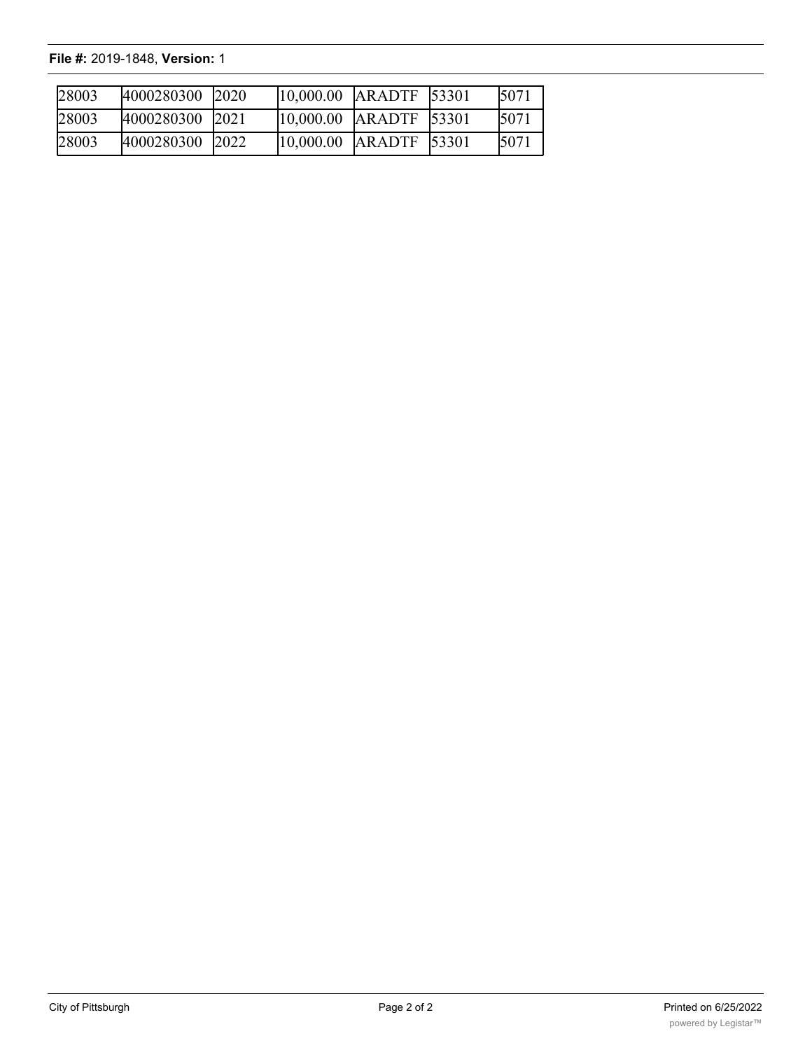| | | | | | | |
|---|---|---|---|---|---|---|
| 28003 | 4000280300 | 2020 | 10,000.00 | ARADTF | 53301 | 5071 |
| 28003 | 4000280300 | 2021 | 10,000.00 | ARADTF | 53301 | 5071 |
| 28003 | 4000280300 | 2022 | 10,000.00 | ARADTF | 53301 | 5071 |